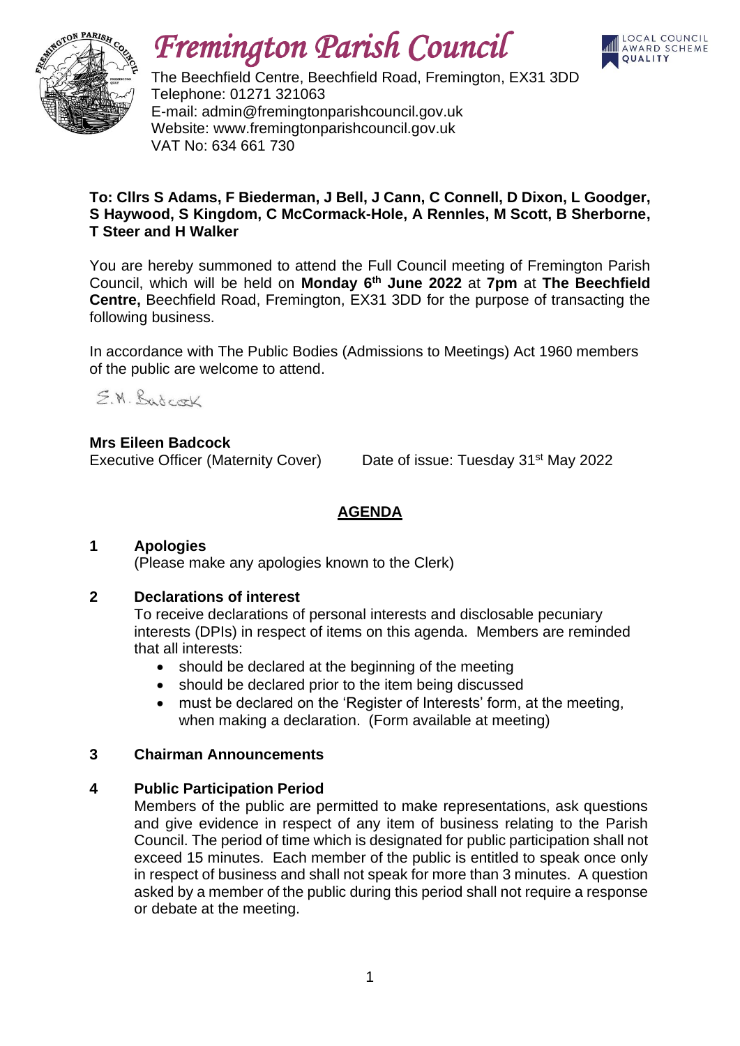# *Fremington Parish Council*

The Beechfield Centre, Beechfield Road, Fremington, EX31 3DD
Telephone: 01271 321063
E-mail: admin@fremingtonparishcouncil.gov.uk
Website: www.fremingtonparishcouncil.gov.uk
VAT No: 634 661 730

**To: Cllrs S Adams, F Biederman, J Bell, J Cann, C Connell, D Dixon, L Goodger, S Haywood, S Kingdom, C McCormack-Hole, A Rennles, M Scott, B Sherborne, T Steer and H Walker**

You are hereby summoned to attend the Full Council meeting of Fremington Parish Council, which will be held on **Monday 6th June 2022** at **7pm** at **The Beechfield Centre,** Beechfield Road, Fremington, EX31 3DD for the purpose of transacting the following business.

In accordance with The Public Bodies (Admissions to Meetings) Act 1960 members of the public are welcome to attend.

E.M. Badcock

**Mrs Eileen Badcock**
Executive Officer (Maternity Cover) Date of issue: Tuesday 31st May 2022

## AGENDA

**1 Apologies**
(Please make any apologies known to the Clerk)

**2 Declarations of interest**
To receive declarations of personal interests and disclosable pecuniary interests (DPIs) in respect of items on this agenda. Members are reminded that all interests:

- should be declared at the beginning of the meeting
- should be declared prior to the item being discussed
- must be declared on the 'Register of Interests' form, at the meeting, when making a declaration. (Form available at meeting)

**3 Chairman Announcements**

**4 Public Participation Period**
Members of the public are permitted to make representations, ask questions and give evidence in respect of any item of business relating to the Parish Council. The period of time which is designated for public participation shall not exceed 15 minutes. Each member of the public is entitled to speak once only in respect of business and shall not speak for more than 3 minutes. A question asked by a member of the public during this period shall not require a response or debate at the meeting.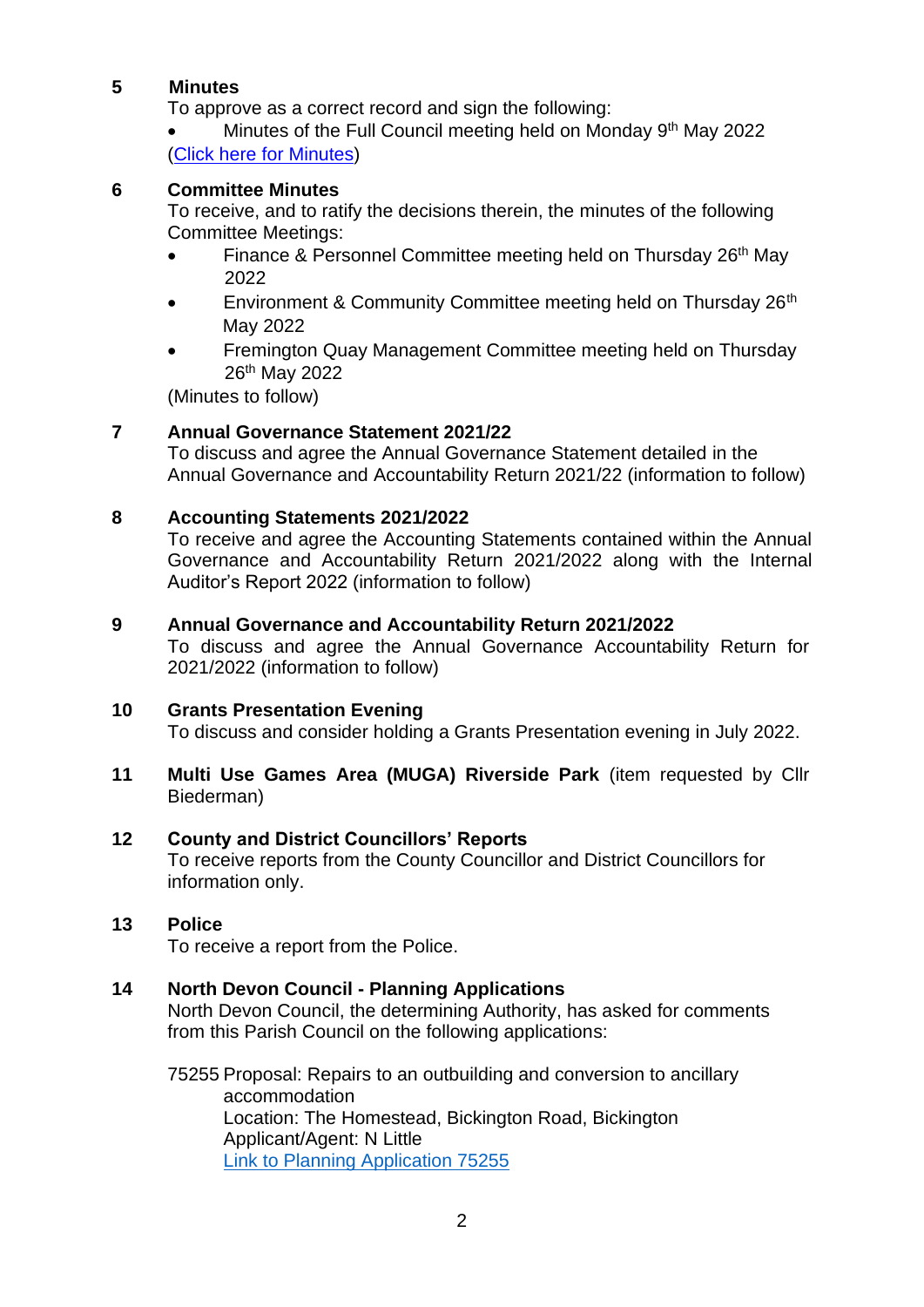**5 Minutes**

To approve as a correct record and sign the following:

- Minutes of the Full Council meeting held on Monday 9th May 2022

(Click here for Minutes)

**6 Committee Minutes**

To receive, and to ratify the decisions therein, the minutes of the following Committee Meetings:

- Finance & Personnel Committee meeting held on Thursday 26th May 2022
- Environment & Community Committee meeting held on Thursday 26th May 2022
- Fremington Quay Management Committee meeting held on Thursday 26th May 2022

(Minutes to follow)

**7 Annual Governance Statement 2021/22**

To discuss and agree the Annual Governance Statement detailed in the Annual Governance and Accountability Return 2021/22 (information to follow)

**8 Accounting Statements 2021/2022**

To receive and agree the Accounting Statements contained within the Annual Governance and Accountability Return 2021/2022 along with the Internal Auditor's Report 2022 (information to follow)

**9 Annual Governance and Accountability Return 2021/2022**

To discuss and agree the Annual Governance Accountability Return for 2021/2022 (information to follow)

**10 Grants Presentation Evening**

To discuss and consider holding a Grants Presentation evening in July 2022.

**11 Multi Use Games Area (MUGA) Riverside Park** (item requested by Cllr Biederman)

**12 County and District Councillors' Reports**

To receive reports from the County Councillor and District Councillors for information only.

**13 Police**

To receive a report from the Police.

**14 North Devon Council - Planning Applications**

North Devon Council, the determining Authority, has asked for comments from this Parish Council on the following applications:

75255 Proposal: Repairs to an outbuilding and conversion to ancillary accommodation
Location: The Homestead, Bickington Road, Bickington
Applicant/Agent: N Little
Link to Planning Application 75255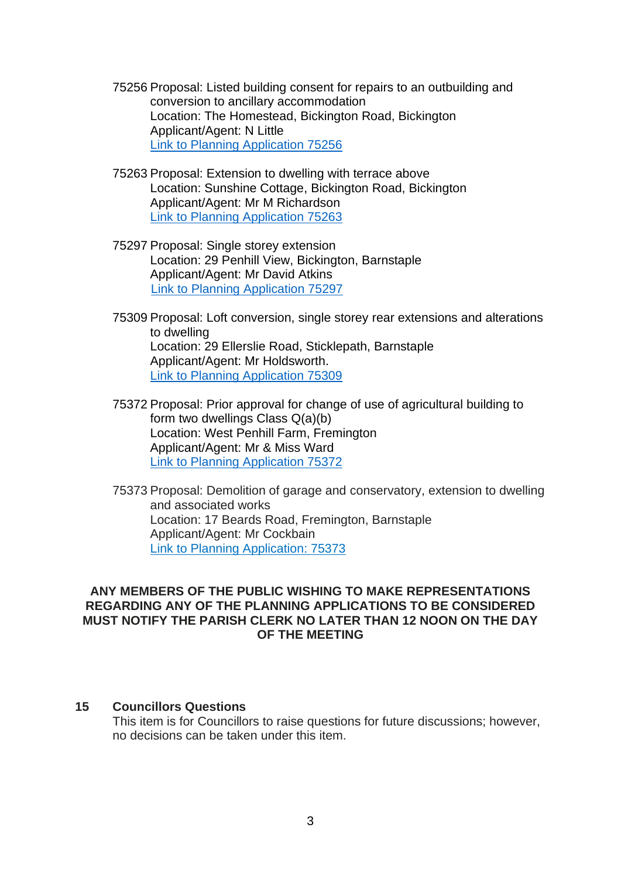75256 Proposal: Listed building consent for repairs to an outbuilding and conversion to ancillary accommodation
Location: The Homestead, Bickington Road, Bickington
Applicant/Agent: N Little
[Link to Planning Application 75256]

75263 Proposal: Extension to dwelling with terrace above
Location: Sunshine Cottage, Bickington Road, Bickington
Applicant/Agent: Mr M Richardson
[Link to Planning Application 75263]

75297 Proposal: Single storey extension
Location: 29 Penhill View, Bickington, Barnstaple
Applicant/Agent: Mr David Atkins
[Link to Planning Application 75297]

75309 Proposal: Loft conversion, single storey rear extensions and alterations to dwelling
Location: 29 Ellerslie Road, Sticklepath, Barnstaple
Applicant/Agent: Mr Holdsworth.
[Link to Planning Application 75309]

75372 Proposal: Prior approval for change of use of agricultural building to form two dwellings Class Q(a)(b)
Location: West Penhill Farm, Fremington
Applicant/Agent: Mr & Miss Ward
[Link to Planning Application 75372]

75373 Proposal: Demolition of garage and conservatory, extension to dwelling and associated works
Location: 17 Beards Road, Fremington, Barnstaple
Applicant/Agent: Mr Cockbain
[Link to Planning Application: 75373]

**ANY MEMBERS OF THE PUBLIC WISHING TO MAKE REPRESENTATIONS REGARDING ANY OF THE PLANNING APPLICATIONS TO BE CONSIDERED MUST NOTIFY THE PARISH CLERK NO LATER THAN 12 NOON ON THE DAY OF THE MEETING**

**15 Councillors Questions**

This item is for Councillors to raise questions for future discussions; however, no decisions can be taken under this item.